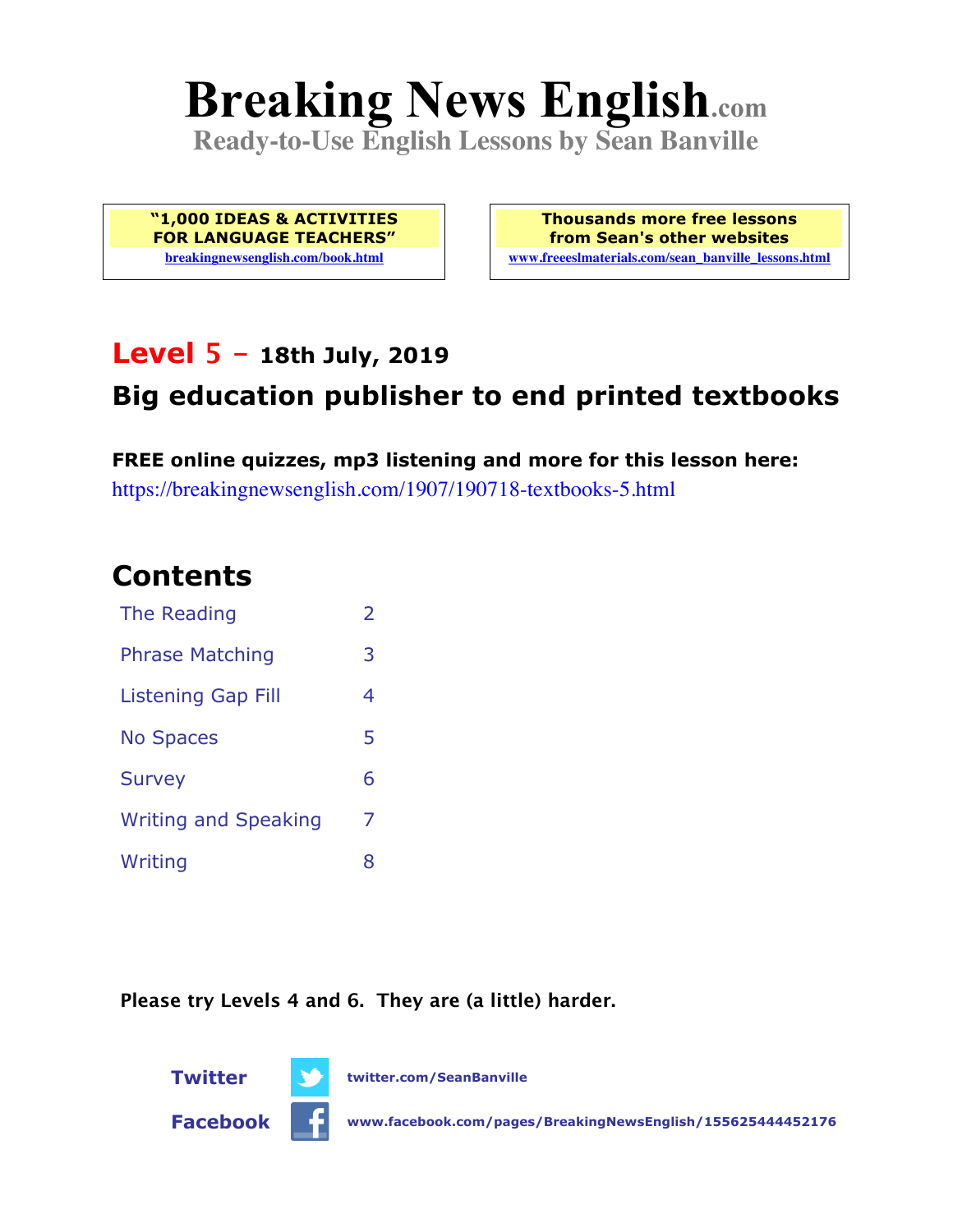# Breaking News English.com

**Ready-to-Use English Lessons by Sean Banville**

**"1,000 IDEAS & ACTIVITIES FOR LANGUAGE TEACHERS"**
breakingnewsenglish.com/book.html

**Thousands more free lessons from Sean's other websites**
www.freeeslmaterials.com/sean_banville_lessons.html

## Level 5 - 18th July, 2019

## Big education publisher to end printed textbooks

**FREE online quizzes, mp3 listening and more for this lesson here:**
https://breakingnewsenglish.com/1907/190718-textbooks-5.html

## Contents

| | |
|---|---|
| The Reading | 2 |
| Phrase Matching | 3 |
| Listening Gap Fill | 4 |
| No Spaces | 5 |
| Survey | 6 |
| Writing and Speaking | 7 |
| Writing | 8 |

**Please try Levels 4 and 6. They are (a little) harder.**

**Twitter** twitter.com/SeanBanville

**Facebook** www.facebook.com/pages/BreakingNewsEnglish/155625444452176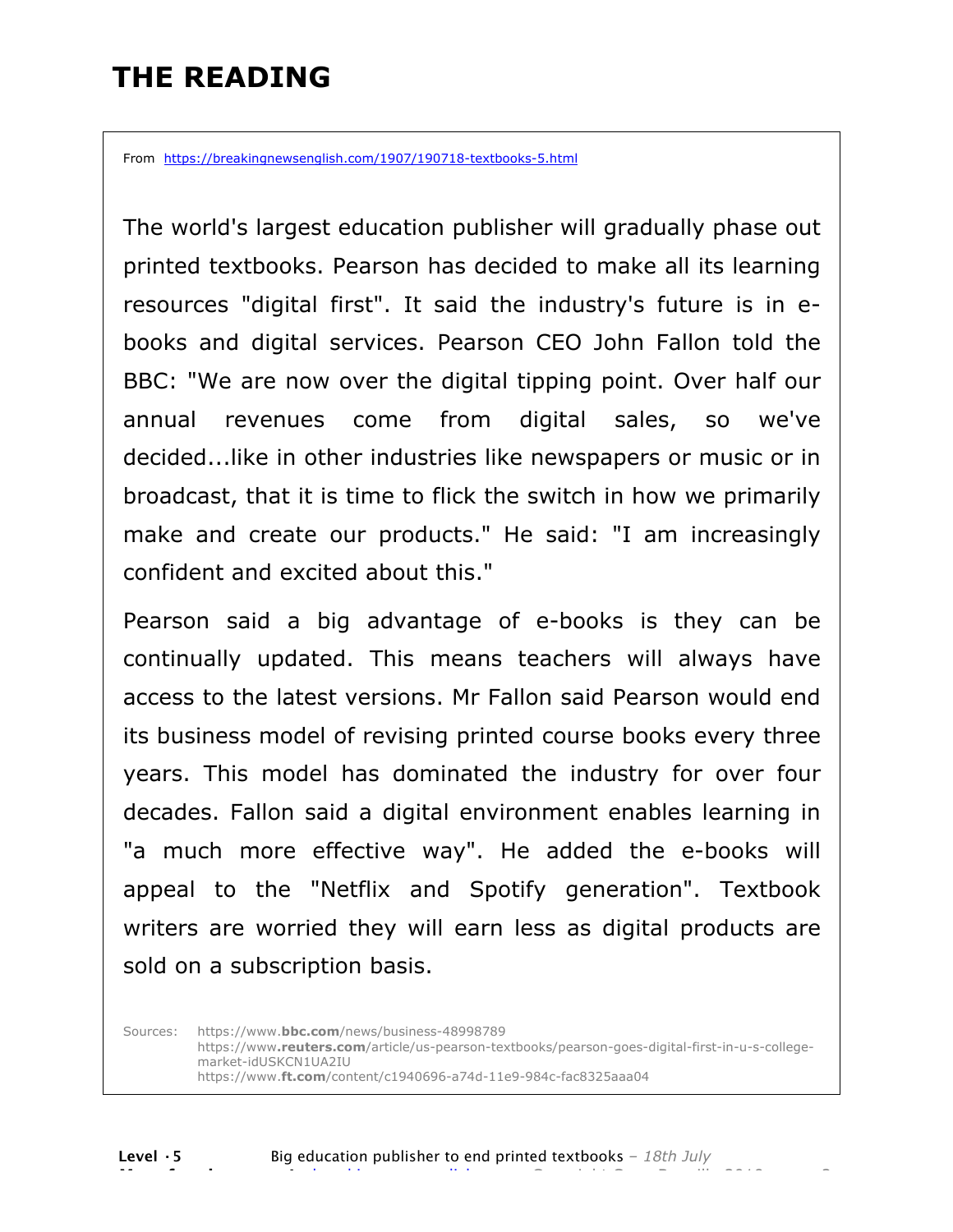# THE READING

From https://breakingnewsenglish.com/1907/190718-textbooks-5.html

The world's largest education publisher will gradually phase out printed textbooks. Pearson has decided to make all its learning resources "digital first". It said the industry's future is in e-books and digital services. Pearson CEO John Fallon told the BBC: "We are now over the digital tipping point. Over half our annual revenues come from digital sales, so we've decided...like in other industries like newspapers or music or in broadcast, that it is time to flick the switch in how we primarily make and create our products." He said: "I am increasingly confident and excited about this."

Pearson said a big advantage of e-books is they can be continually updated. This means teachers will always have access to the latest versions. Mr Fallon said Pearson would end its business model of revising printed course books every three years. This model has dominated the industry for over four decades. Fallon said a digital environment enables learning in "a much more effective way". He added the e-books will appeal to the "Netflix and Spotify generation". Textbook writers are worried they will earn less as digital products are sold on a subscription basis.

Sources: https://www.**bbc.com**/news/business-48998789
https://www.**reuters.com**/article/us-pearson-textbooks/pearson-goes-digital-first-in-u-s-college-market-idUSKCN1UA2IU
https://www.**ft.com**/content/c1940696-a74d-11e9-984c-fac8325aaa04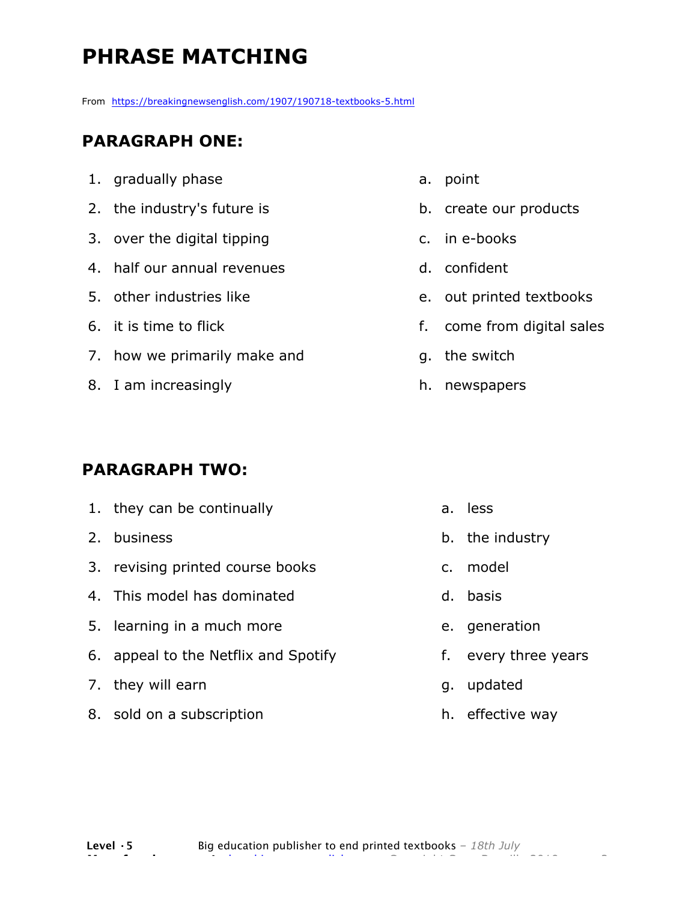# PHRASE MATCHING

From https://breakingnewsenglish.com/1907/190718-textbooks-5.html

## PARAGRAPH ONE:

1. gradually phase
2. the industry's future is
3. over the digital tipping
4. half our annual revenues
5. other industries like
6. it is time to flick
7. how we primarily make and
8. I am increasingly

a. point
b. create our products
c. in e-books
d. confident
e. out printed textbooks
f. come from digital sales
g. the switch
h. newspapers

## PARAGRAPH TWO:

1. they can be continually
2. business
3. revising printed course books
4. This model has dominated
5. learning in a much more
6. appeal to the Netflix and Spotify
7. they will earn
8. sold on a subscription

a. less
b. the industry
c. model
d. basis
e. generation
f. every three years
g. updated
h. effective way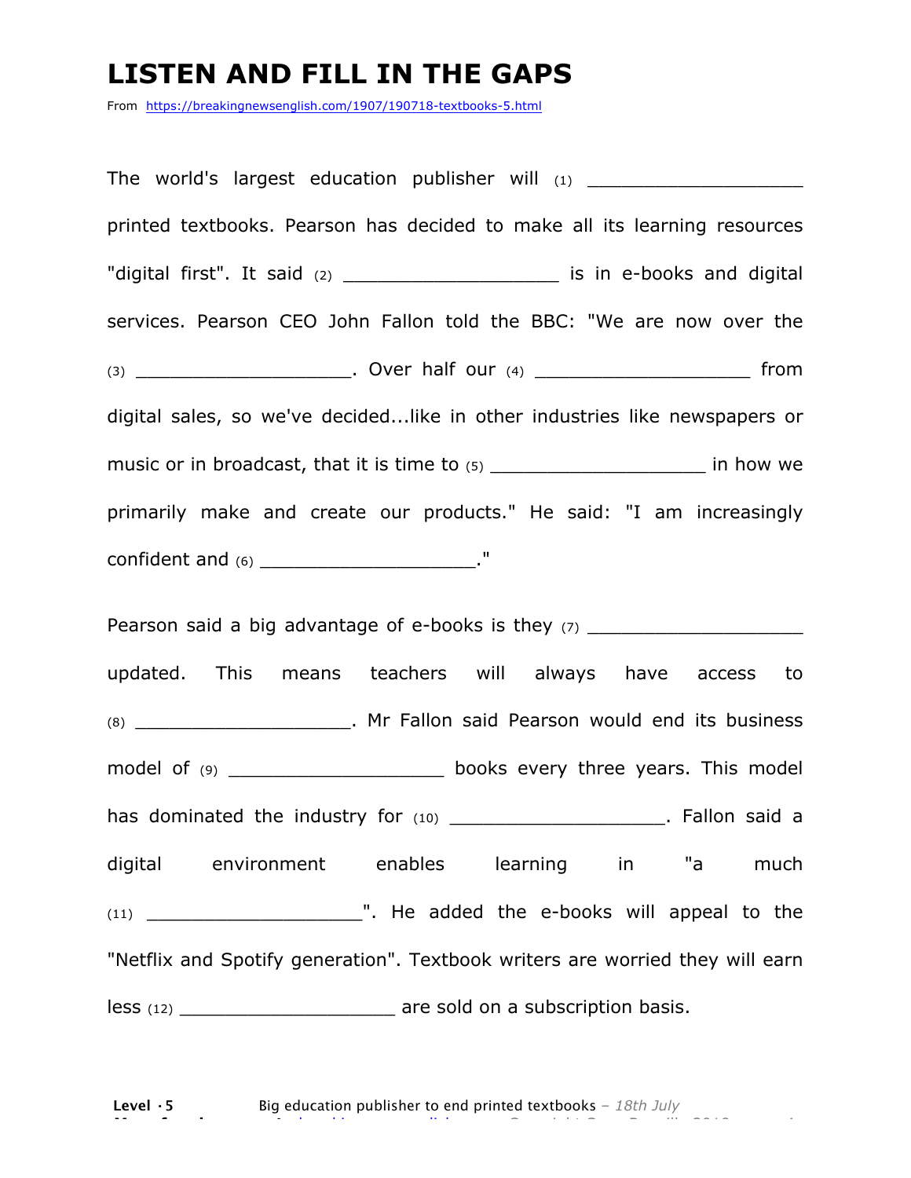# LISTEN AND FILL IN THE GAPS

From https://breakingnewsenglish.com/1907/190718-textbooks-5.html

The world's largest education publisher will (1) ___________________ printed textbooks. Pearson has decided to make all its learning resources "digital first". It said (2) ___________________ is in e-books and digital services. Pearson CEO John Fallon told the BBC: "We are now over the (3) ___________________. Over half our (4) ___________________ from digital sales, so we've decided...like in other industries like newspapers or music or in broadcast, that it is time to (5) ___________________ in how we primarily make and create our products." He said: "I am increasingly confident and (6) ___________________."

Pearson said a big advantage of e-books is they (7) ___________________ updated. This means teachers will always have access to (8) ___________________. Mr Fallon said Pearson would end its business model of (9) ___________________ books every three years. This model has dominated the industry for (10) ___________________. Fallon said a digital environment enables learning in "a much (11) ___________________". He added the e-books will appeal to the "Netflix and Spotify generation". Textbook writers are worried they will earn less (12) ___________________ are sold on a subscription basis.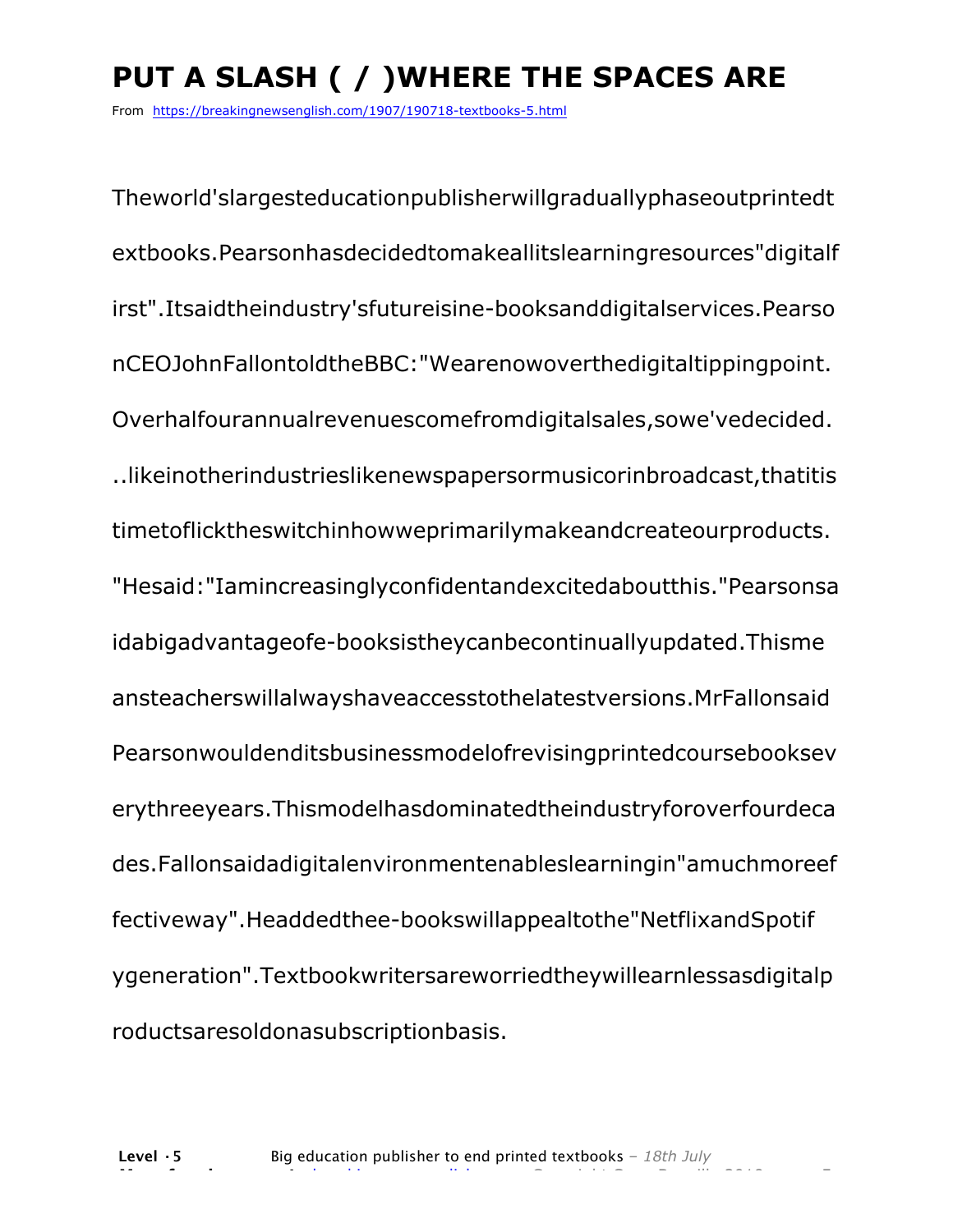# PUT A SLASH ( / )WHERE THE SPACES ARE

From https://breakingnewsenglish.com/1907/190718-textbooks-5.html

Theworld'slargesteducationpublisherwillgraduallyphaseoutprintedt extbooks.Pearsonhasdecidedtomakeallitslearningresources"digitalf irst".Itsaidtheindustry'sfutureisine-booksanddigitalservices.Pearso nCEOJohnFallontoldtheBBC:"Wearenowoverthedigitaltippingpoint. Overhalfourannualrevenuescomefromdigitalsales,sowe'vedecided. ..likeinotherindustrieslikenewspapersormusicorinbroadcast,thatitis timetoflicktheswitchinhowweprimarilymakeandcreateourproducts. "Hesaid:"Iamincreasinglyconfidentandexcitedaboutthis."Pearsonsa idabigadvantageofe-booksistheycanbecontinuallyupdated.Thisme ansteacherswillalwayshaveaccesstothelatestversions.MrFallonsaid Pearsonwouldenditsbusinessmodelofrevisingprintedcoursebooksev erythreeyears.Thismodelhasdominatedtheindustryforoverfourdeca des.Fallonsaidadigitalenvironmentenableslearningin"amuchmoreef fectiveway".Headdedthee-bookswillappealtothe"NetflixandSpotif ygeneration".Textbookwritersareworriedtheywillearnlessasdigitalp roductsaresoldonasubscriptionbasis.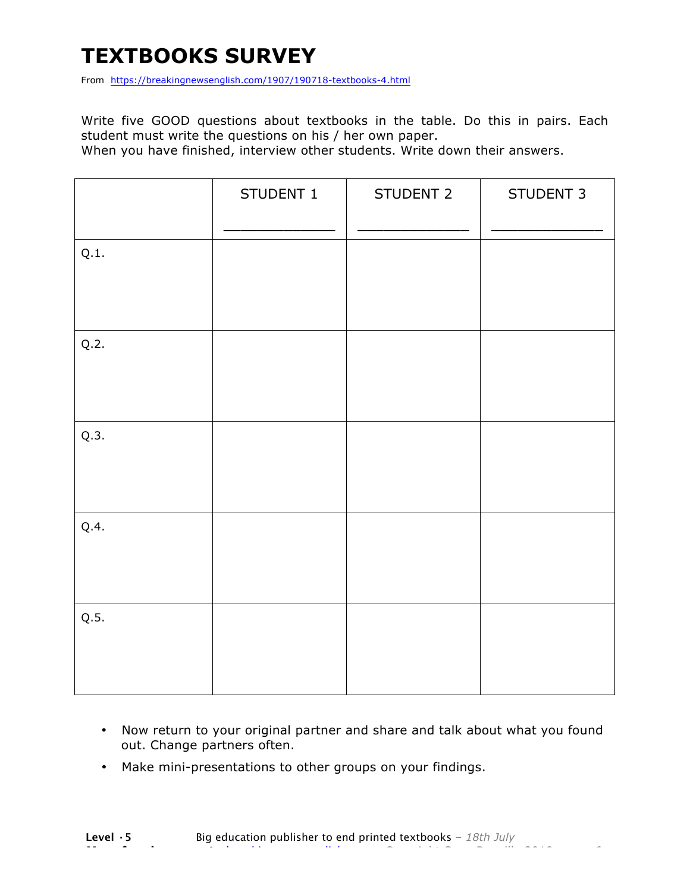# TEXTBOOKS SURVEY

From https://breakingnewsenglish.com/1907/190718-textbooks-4.html

Write five GOOD questions about textbooks in the table. Do this in pairs. Each student must write the questions on his / her own paper.
When you have finished, interview other students. Write down their answers.

| | STUDENT 1<br>_____________ | STUDENT 2<br>_____________ | STUDENT 3<br>_____________ |
|---|---|---|---|
| Q.1. | | | |
| Q.2. | | | |
| Q.3. | | | |
| Q.4. | | | |
| Q.5. | | | |

- Now return to your original partner and share and talk about what you found out. Change partners often.
- Make mini-presentations to other groups on your findings.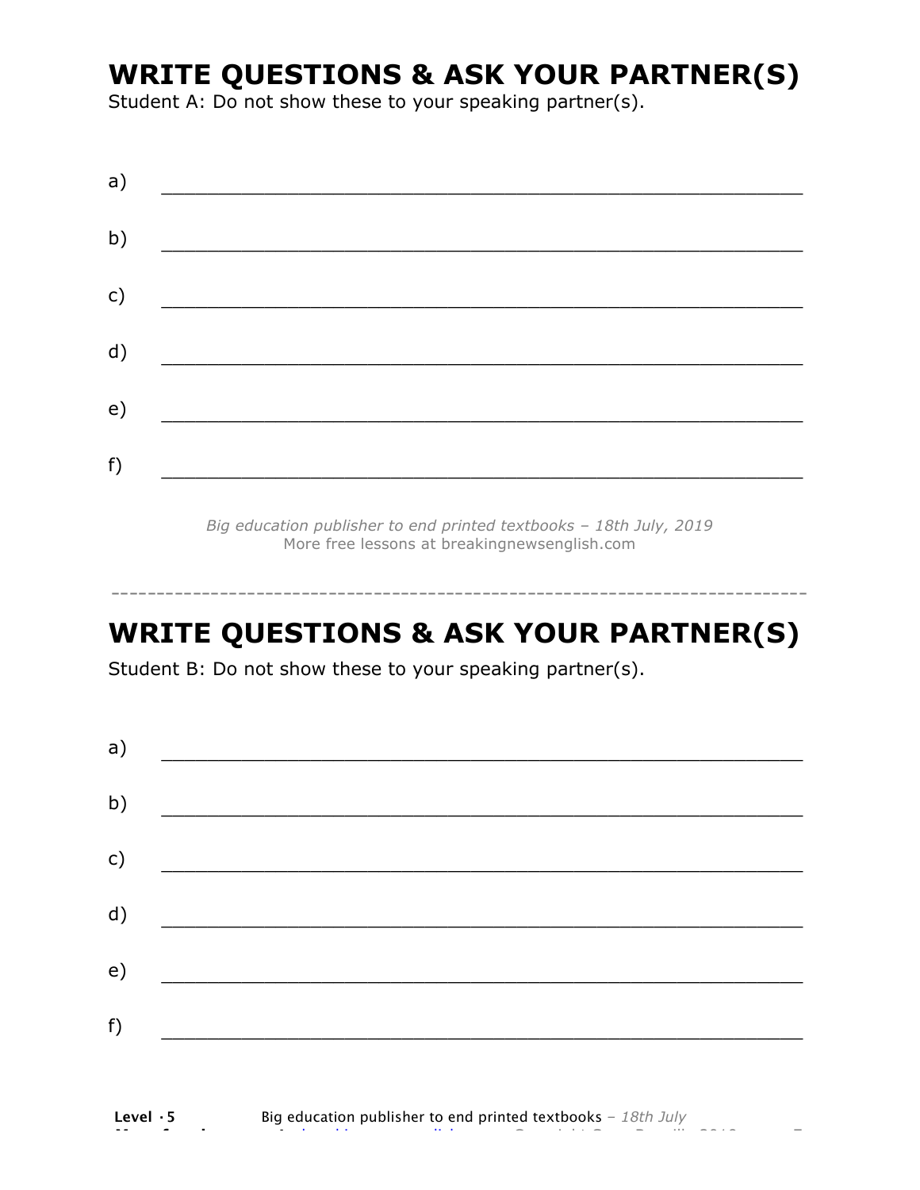## WRITE QUESTIONS & ASK YOUR PARTNER(S)

Student A: Do not show these to your speaking partner(s).

a) ___________________________________________________________

b) ___________________________________________________________

c) ___________________________________________________________

d) ___________________________________________________________

e) ___________________________________________________________

f) ___________________________________________________________

*Big education publisher to end printed textbooks – 18th July, 2019*
More free lessons at breakingnewsenglish.com

---

## WRITE QUESTIONS & ASK YOUR PARTNER(S)

Student B: Do not show these to your speaking partner(s).

a) ___________________________________________________________

b) ___________________________________________________________

c) ___________________________________________________________

d) ___________________________________________________________

e) ___________________________________________________________

f) ___________________________________________________________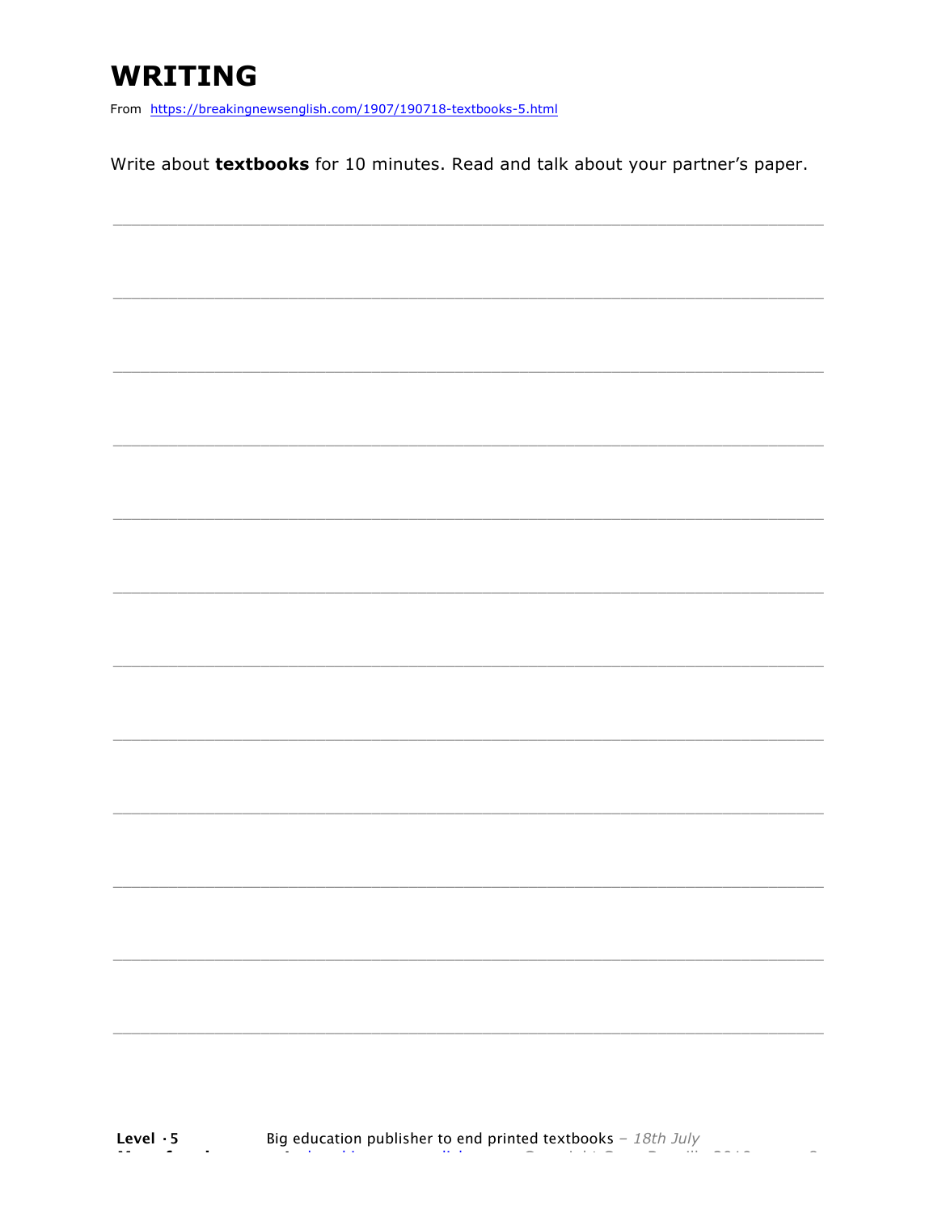# WRITING

From https://breakingnewsenglish.com/1907/190718-textbooks-5.html

Write about **textbooks** for 10 minutes. Read and talk about your partner's paper.